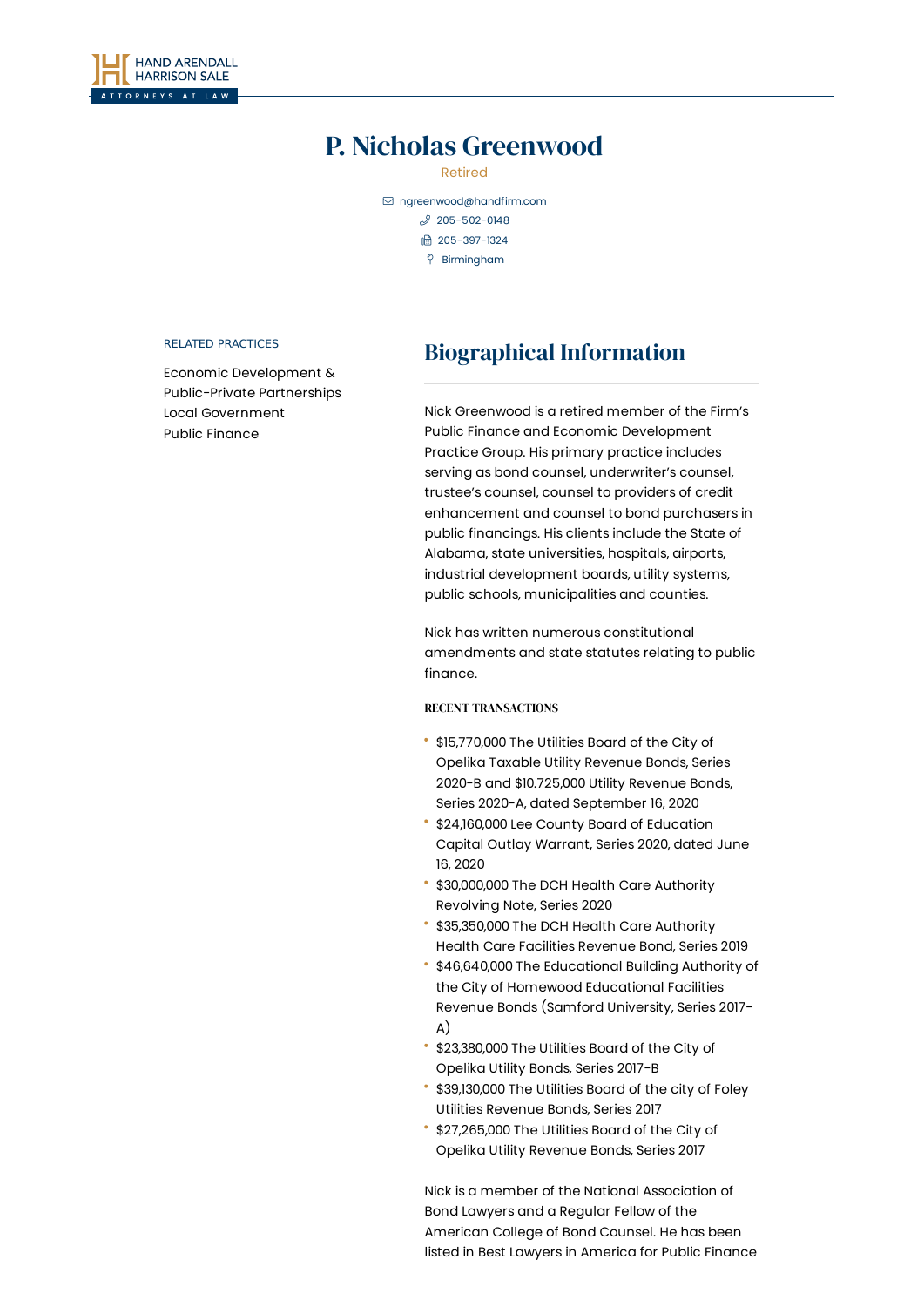HAND ARENDALL HARRISON SALE

ATTORNEYS AT LAW

# P. Nicholas Greenwood

Retired

ngreenwood@handfirm.com

205-502-0148

205-397-1324

Birmingham

RELATED PRACTICES

Economic Development & Public-Private Partnerships

Local Government

Public Finance

## Biographical Information

Nick Greenwood is a retired member of the Firm's Public Finance and Economic Development Practice Group. His primary practice includes serving as bond counsel, underwriter's counsel, trustee's counsel, counsel to providers of credit enhancement and counsel to bond purchasers in public financings. His clients include the State of Alabama, state universities, hospitals, airports, industrial development boards, utility systems, public schools, municipalities and counties.

Nick has written numerous constitutional amendments and state statutes relating to public finance.

#### RECENT TRANSACTIONS

- $15,770,000 The Utilities Board of the City of Opelika Taxable Utility Revenue Bonds, Series 2020-B and $10.725,000 Utility Revenue Bonds, Series 2020-A, dated September 16, 2020
- $24,160,000 Lee County Board of Education Capital Outlay Warrant, Series 2020, dated June 16, 2020
- $30,000,000 The DCH Health Care Authority Revolving Note, Series 2020
- $35,350,000 The DCH Health Care Authority Health Care Facilities Revenue Bond, Series 2019
- $46,640,000 The Educational Building Authority of the City of Homewood Educational Facilities Revenue Bonds (Samford University, Series 2017-A)
- $23,380,000 The Utilities Board of the City of Opelika Utility Bonds, Series 2017-B
- $39,130,000 The Utilities Board of the city of Foley Utilities Revenue Bonds, Series 2017
- $27,265,000 The Utilities Board of the City of Opelika Utility Revenue Bonds, Series 2017

Nick is a member of the National Association of Bond Lawyers and a Regular Fellow of the American College of Bond Counsel. He has been listed in Best Lawyers in America for Public Finance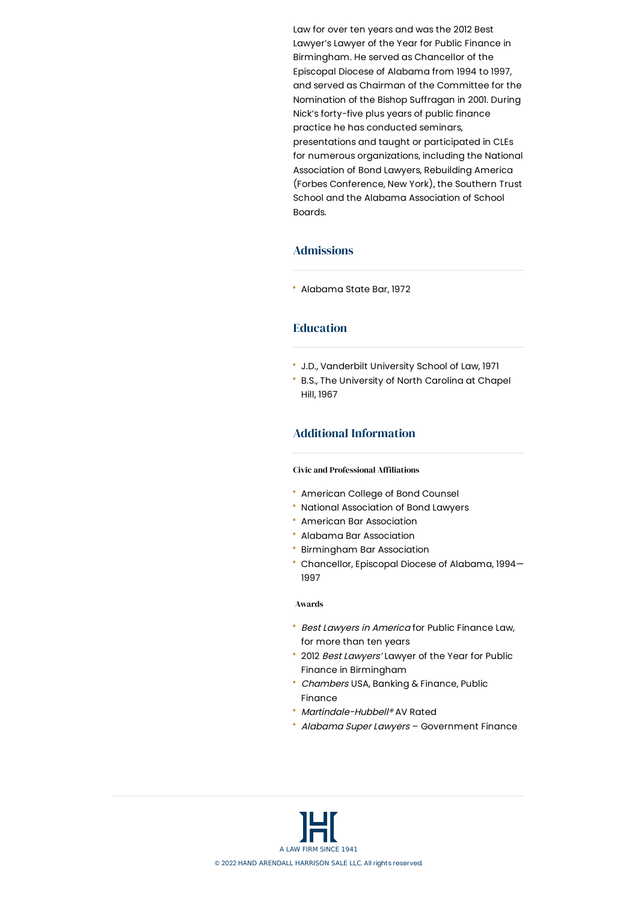Law for over ten years and was the 2012 Best Lawyer's Lawyer of the Year for Public Finance in Birmingham. He served as Chancellor of the Episcopal Diocese of Alabama from 1994 to 1997, and served as Chairman of the Committee for the Nomination of the Bishop Suffragan in 2001. During Nick's forty-five plus years of public finance practice he has conducted seminars, presentations and taught or participated in CLEs for numerous organizations, including the National Association of Bond Lawyers, Rebuilding America (Forbes Conference, New York), the Southern Trust School and the Alabama Association of School Boards.

## Admissions

- Alabama State Bar, 1972

## Education

- J.D., Vanderbilt University School of Law, 1971
- B.S., The University of North Carolina at Chapel Hill, 1967

## Additional Information

#### Civic and Professional Affiliations

- American College of Bond Counsel
- National Association of Bond Lawyers
- American Bar Association
- Alabama Bar Association
- Birmingham Bar Association
- Chancellor, Episcopal Diocese of Alabama, 1994—1997

#### Awards

- *Best Lawyers in America* for Public Finance Law, for more than ten years
- 2012 *Best Lawyers'* Lawyer of the Year for Public Finance in Birmingham
- *Chambers* USA, Banking & Finance, Public Finance
- *Martindale-Hubbell®* AV Rated
- *Alabama Super Lawyers* – Government Finance

A LAW FIRM SINCE 1941

© 2022 HAND ARENDALL HARRISON SALE LLC. All rights reserved.